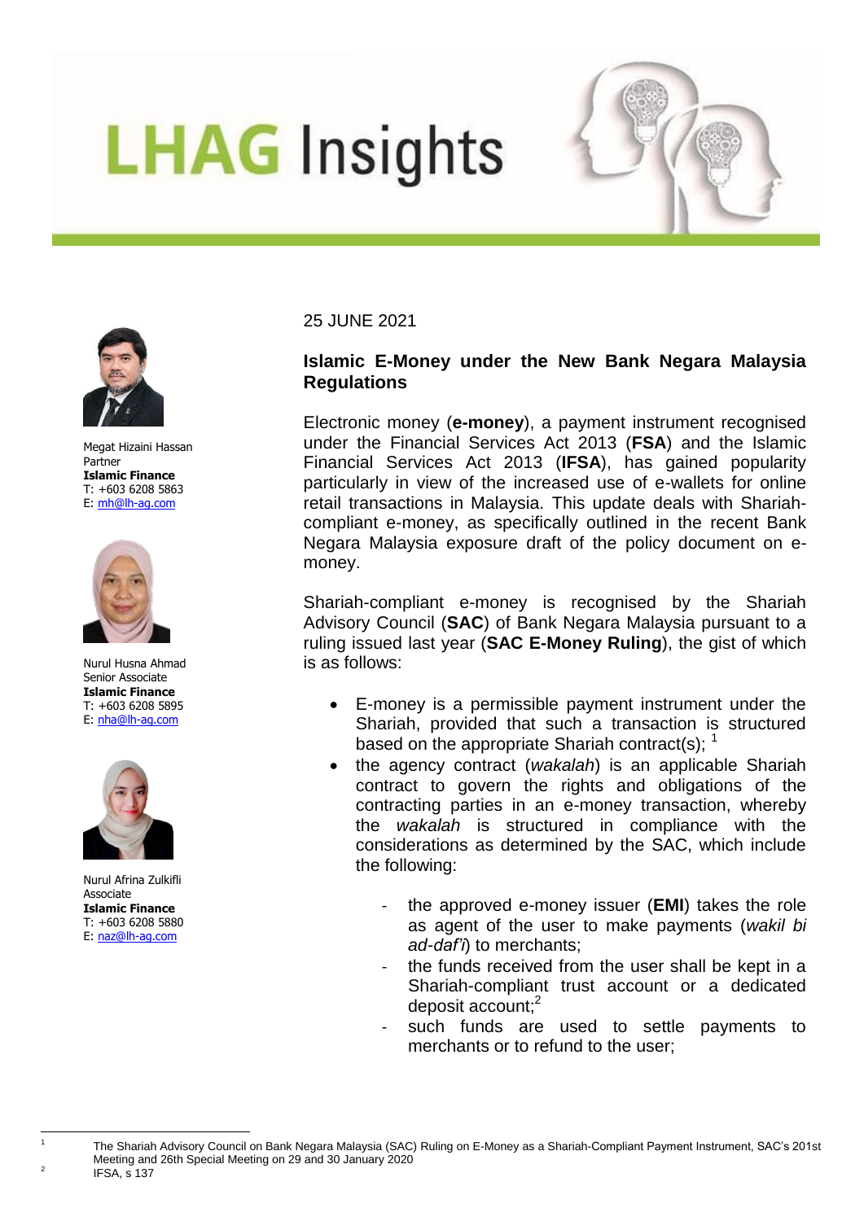# LHAG Insights

Megat Hizaini Hassan
Partner
**Islamic Finance**
T: +603 6208 5863
E: mh@lh-ag.com

Nurul Husna Ahmad
Senior Associate
**Islamic Finance**
T: +603 6208 5895
E: nha@lh-ag.com

Nurul Afrina Zulkifli
Associate
**Islamic Finance**
T: +603 6208 5880
E: naz@lh-ag.com

25 JUNE 2021

## Islamic E-Money under the New Bank Negara Malaysia Regulations

Electronic money (**e-money**), a payment instrument recognised under the Financial Services Act 2013 (**FSA**) and the Islamic Financial Services Act 2013 (**IFSA**), has gained popularity particularly in view of the increased use of e-wallets for online retail transactions in Malaysia. This update deals with Shariah-compliant e-money, as specifically outlined in the recent Bank Negara Malaysia exposure draft of the policy document on e-money.

Shariah-compliant e-money is recognised by the Shariah Advisory Council (**SAC**) of Bank Negara Malaysia pursuant to a ruling issued last year (**SAC E-Money Ruling**), the gist of which is as follows:

- E-money is a permissible payment instrument under the Shariah, provided that such a transaction is structured based on the appropriate Shariah contract(s); [1]
- the agency contract (*wakalah*) is an applicable Shariah contract to govern the rights and obligations of the contracting parties in an e-money transaction, whereby the *wakalah* is structured in compliance with the considerations as determined by the SAC, which include the following:
    - the approved e-money issuer (**EMI**) takes the role as agent of the user to make payments (*wakil bi ad-daf'i*) to merchants;
    - the funds received from the user shall be kept in a Shariah-compliant trust account or a dedicated deposit account;[2]
    - such funds are used to settle payments to merchants or to refund to the user;

[1] The Shariah Advisory Council on Bank Negara Malaysia (SAC) Ruling on E-Money as a Shariah-Compliant Payment Instrument, SAC's 201st Meeting and 26th Special Meeting on 29 and 30 January 2020

[2] IFSA, s 137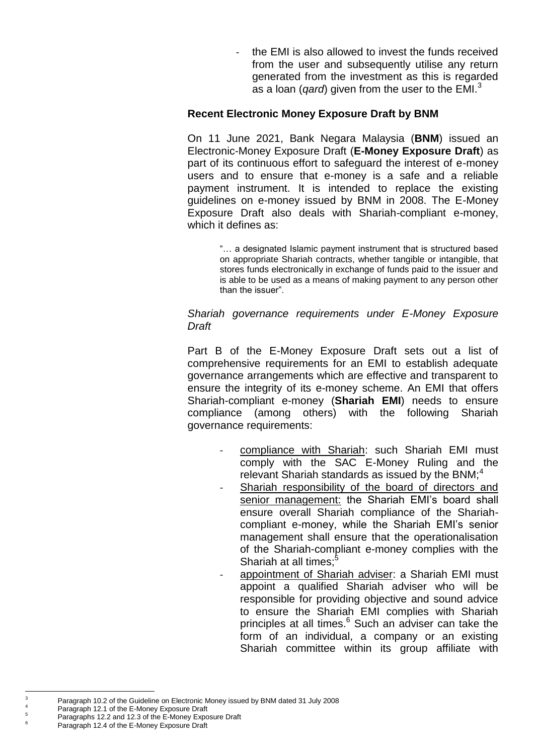- the EMI is also allowed to invest the funds received from the user and subsequently utilise any return generated from the investment as this is regarded as a loan (*qard*) given from the user to the EMI.[3]

**Recent Electronic Money Exposure Draft by BNM**

On 11 June 2021, Bank Negara Malaysia (**BNM**) issued an Electronic-Money Exposure Draft (**E-Money Exposure Draft**) as part of its continuous effort to safeguard the interest of e-money users and to ensure that e-money is a safe and a reliable payment instrument. It is intended to replace the existing guidelines on e-money issued by BNM in 2008. The E-Money Exposure Draft also deals with Shariah-compliant e-money, which it defines as:

> "… a designated Islamic payment instrument that is structured based on appropriate Shariah contracts, whether tangible or intangible, that stores funds electronically in exchange of funds paid to the issuer and is able to be used as a means of making payment to any person other than the issuer".

*Shariah governance requirements under E-Money Exposure Draft*

Part B of the E-Money Exposure Draft sets out a list of comprehensive requirements for an EMI to establish adequate governance arrangements which are effective and transparent to ensure the integrity of its e-money scheme. An EMI that offers Shariah-compliant e-money (**Shariah EMI**) needs to ensure compliance (among others) with the following Shariah governance requirements:

- compliance with Shariah: such Shariah EMI must comply with the SAC E-Money Ruling and the relevant Shariah standards as issued by the BNM;[4]
- Shariah responsibility of the board of directors and senior management: the Shariah EMI's board shall ensure overall Shariah compliance of the Shariah-compliant e-money, while the Shariah EMI's senior management shall ensure that the operationalisation of the Shariah-compliant e-money complies with the Shariah at all times;[5]
- appointment of Shariah adviser: a Shariah EMI must appoint a qualified Shariah adviser who will be responsible for providing objective and sound advice to ensure the Shariah EMI complies with Shariah principles at all times.[6] Such an adviser can take the form of an individual, a company or an existing Shariah committee within its group affiliate with

---

[3] Paragraph 10.2 of the Guideline on Electronic Money issued by BNM dated 31 July 2008

[4] Paragraph 12.1 of the E-Money Exposure Draft

[5] Paragraphs 12.2 and 12.3 of the E-Money Exposure Draft

[6] Paragraph 12.4 of the E-Money Exposure Draft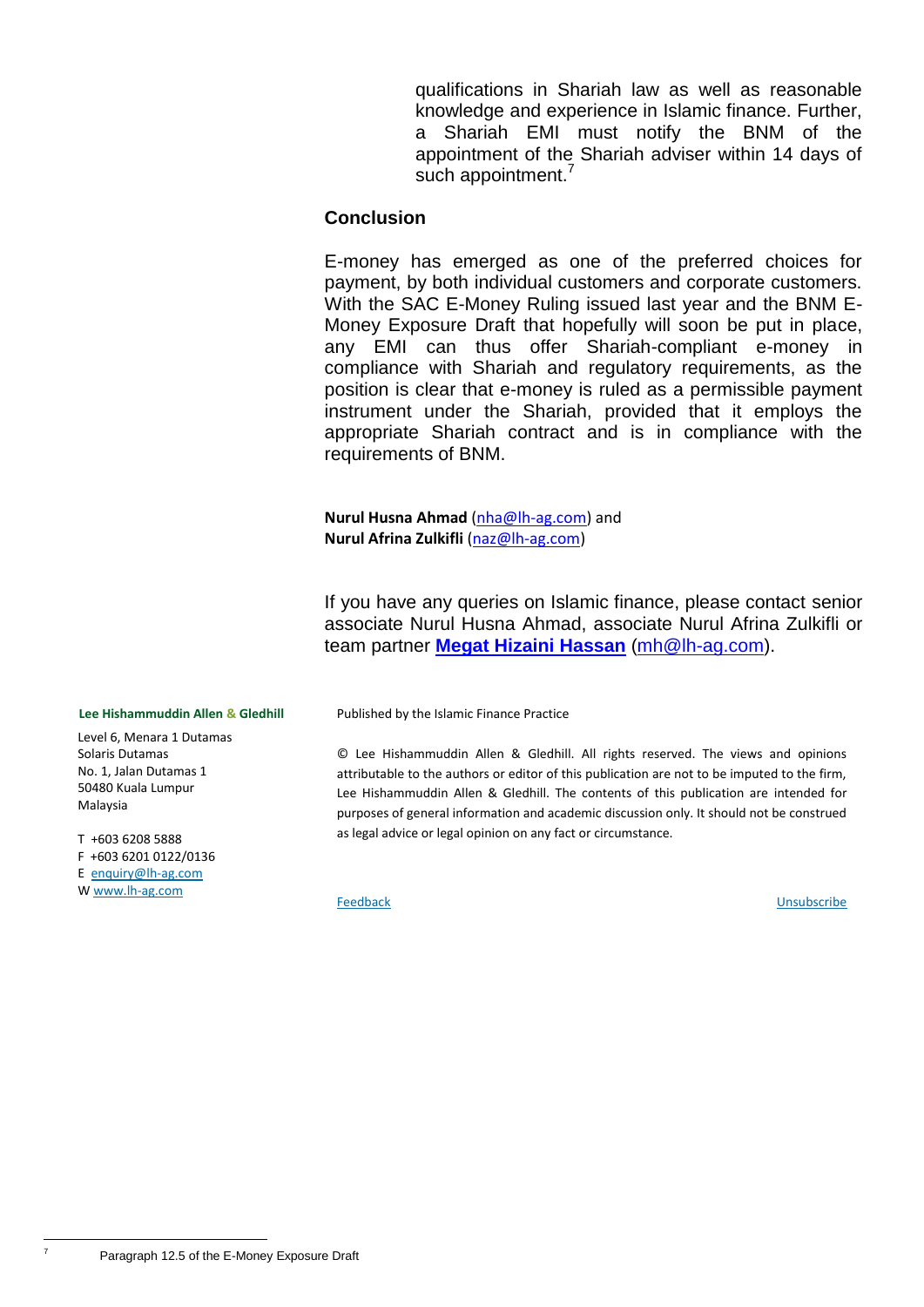qualifications in Shariah law as well as reasonable knowledge and experience in Islamic finance. Further, a Shariah EMI must notify the BNM of the appointment of the Shariah adviser within 14 days of such appointment.[7]

## Conclusion

E-money has emerged as one of the preferred choices for payment, by both individual customers and corporate customers. With the SAC E-Money Ruling issued last year and the BNM E-Money Exposure Draft that hopefully will soon be put in place, any EMI can thus offer Shariah-compliant e-money in compliance with Shariah and regulatory requirements, as the position is clear that e-money is ruled as a permissible payment instrument under the Shariah, provided that it employs the appropriate Shariah contract and is in compliance with the requirements of BNM.

**Nurul Husna Ahmad** (nha@lh-ag.com) and
**Nurul Afrina Zulkifli** (naz@lh-ag.com)

If you have any queries on Islamic finance, please contact senior associate Nurul Husna Ahmad, associate Nurul Afrina Zulkifli or team partner **Megat Hizaini Hassan** (mh@lh-ag.com).

**Lee Hishammuddin Allen & Gledhill**

Level 6, Menara 1 Dutamas
Solaris Dutamas
No. 1, Jalan Dutamas 1
50480 Kuala Lumpur
Malaysia

T +603 6208 5888
F +603 6201 0122/0136
E enquiry@lh-ag.com
W www.lh-ag.com

Published by the Islamic Finance Practice

© Lee Hishammuddin Allen & Gledhill. All rights reserved. The views and opinions attributable to the authors or editor of this publication are not to be imputed to the firm, Lee Hishammuddin Allen & Gledhill. The contents of this publication are intended for purposes of general information and academic discussion only. It should not be construed as legal advice or legal opinion on any fact or circumstance.

Feedback

Unsubscribe

---

[7] Paragraph 12.5 of the E-Money Exposure Draft